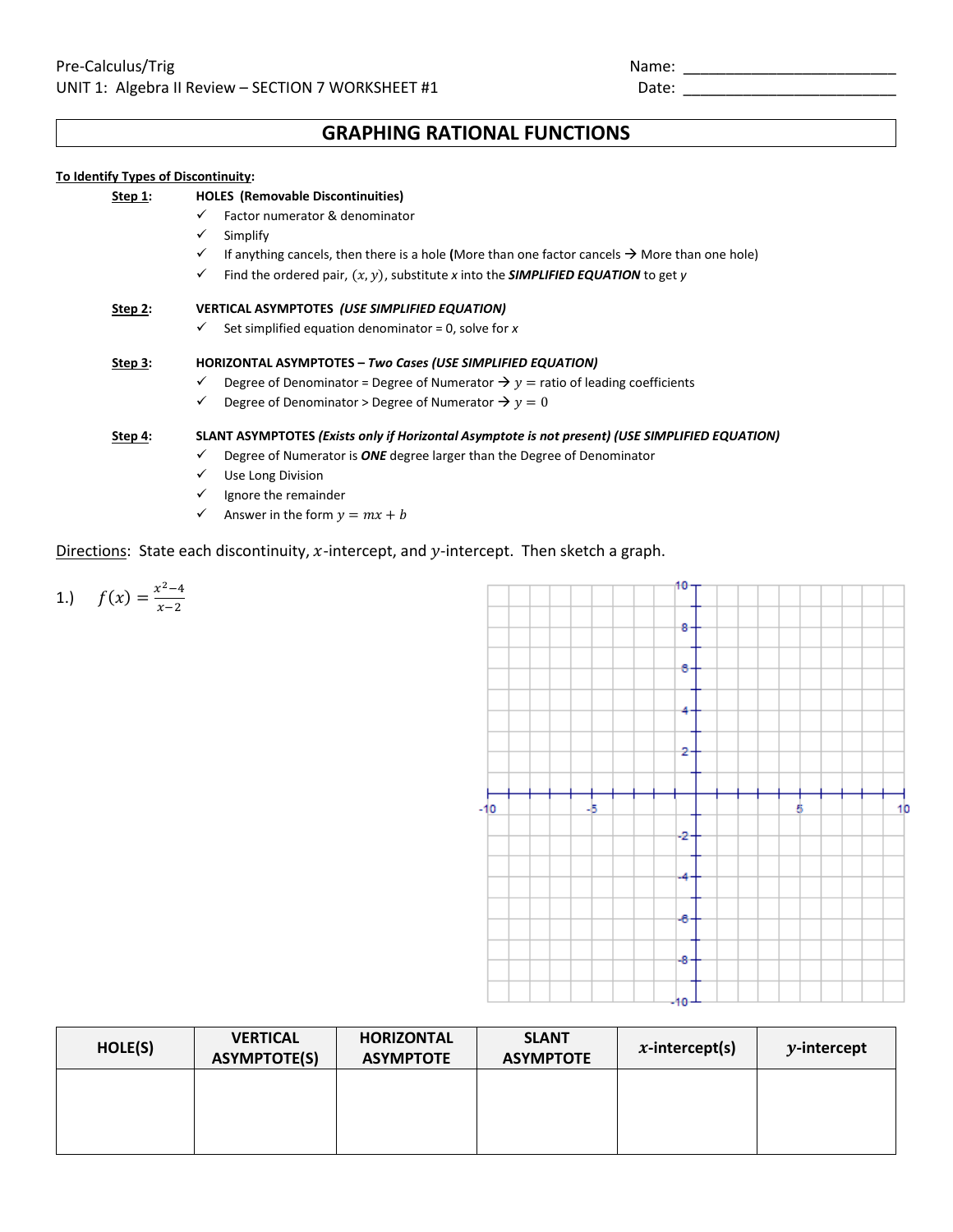Pre-Calculus/Trig
UNIT 1: Algebra II Review – SECTION 7 WORKSHEET #1

Name: ___________________________
Date: ___________________________

# GRAPHING RATIONAL FUNCTIONS

**To Identify Types of Discontinuity:**

**Step 1:** **HOLES (Removable Discontinuities)**
- ✓ Factor numerator & denominator
- ✓ Simplify
- ✓ If anything cancels, then there is a hole **(**More than one factor cancels → More than one hole)
- ✓ Find the ordered pair, $(x, y)$, substitute *x* into the ***SIMPLIFIED EQUATION*** to get *y*

**Step 2:** **VERTICAL ASYMPTOTES *(USE SIMPLIFIED EQUATION)***
- ✓ Set simplified equation denominator = 0, solve for *x*

**Step 3:** **HORIZONTAL ASYMPTOTES – *Two Cases (USE SIMPLIFIED EQUATION)***
- ✓ Degree of Denominator = Degree of Numerator → $y =$ ratio of leading coefficients
- ✓ Degree of Denominator > Degree of Numerator → $y = 0$

**Step 4:** **SLANT ASYMPTOTES *(Exists only if Horizontal Asymptote is not present) (USE SIMPLIFIED EQUATION)***
- ✓ Degree of Numerator is ***ONE*** degree larger than the Degree of Denominator
- ✓ Use Long Division
- ✓ Ignore the remainder
- ✓ Answer in the form $y = mx + b$

Directions: State each discontinuity, $x$-intercept, and $y$-intercept. Then sketch a graph.

1.) $f(x) = \frac{x^2-4}{x-2}$

| HOLE(S) | VERTICAL ASYMPTOTE(S) | HORIZONTAL ASYMPTOTE | SLANT ASYMPTOTE | $x$-intercept(s) | $y$-intercept |
|---|---|---|---|---|---|
| | | | | | |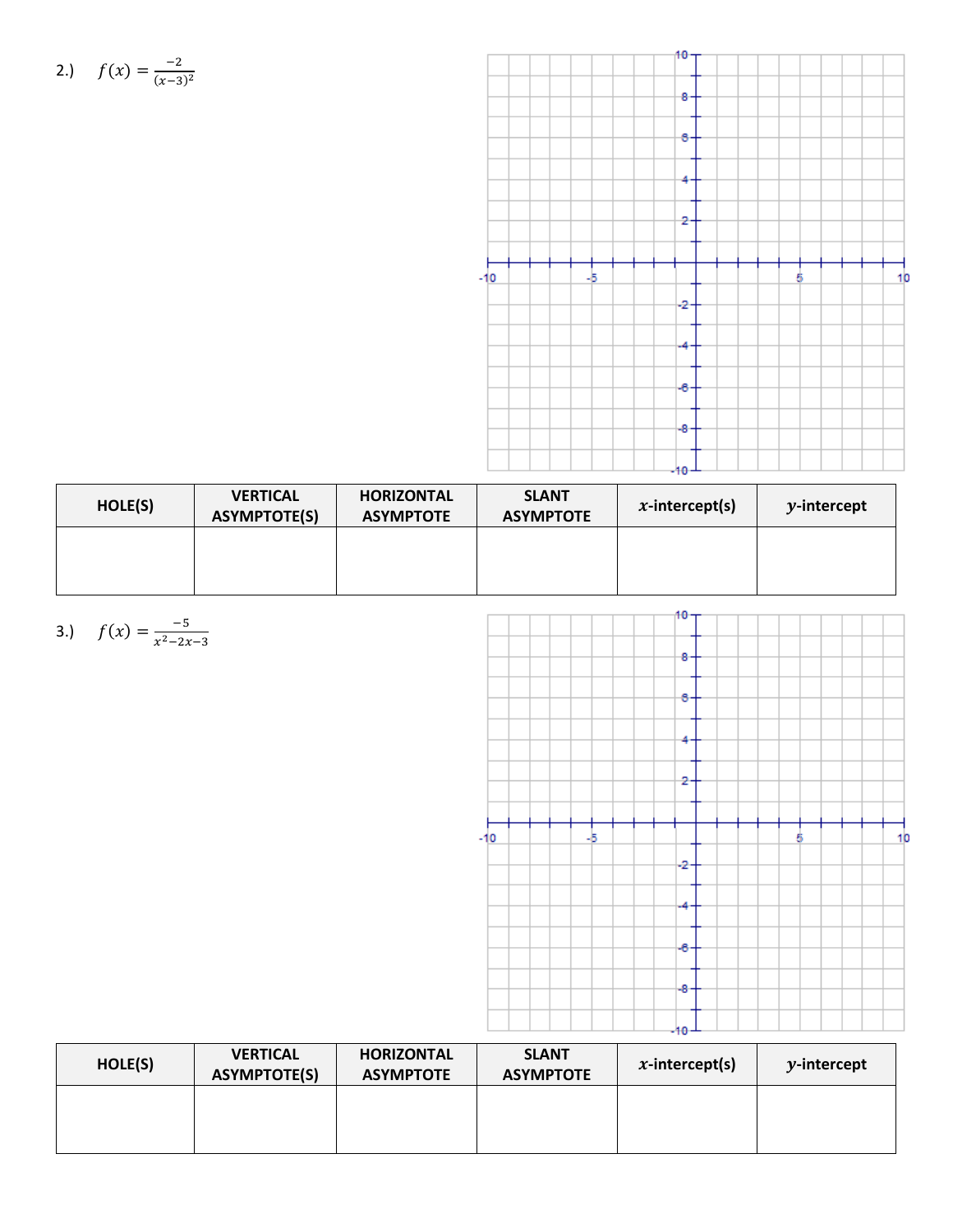2.) $f(x) = \frac{-2}{(x-3)^2}$

| HOLE(S) | VERTICAL ASYMPTOTE(S) | HORIZONTAL ASYMPTOTE | SLANT ASYMPTOTE | $x$-intercept(s) | $y$-intercept |
|---|---|---|---|---|---|
| | | | | | |

3.) $f(x) = \frac{-5}{x^2-2x-3}$

| HOLE(S) | VERTICAL ASYMPTOTE(S) | HORIZONTAL ASYMPTOTE | SLANT ASYMPTOTE | $x$-intercept(s) | $y$-intercept |
|---|---|---|---|---|---|
| | | | | | |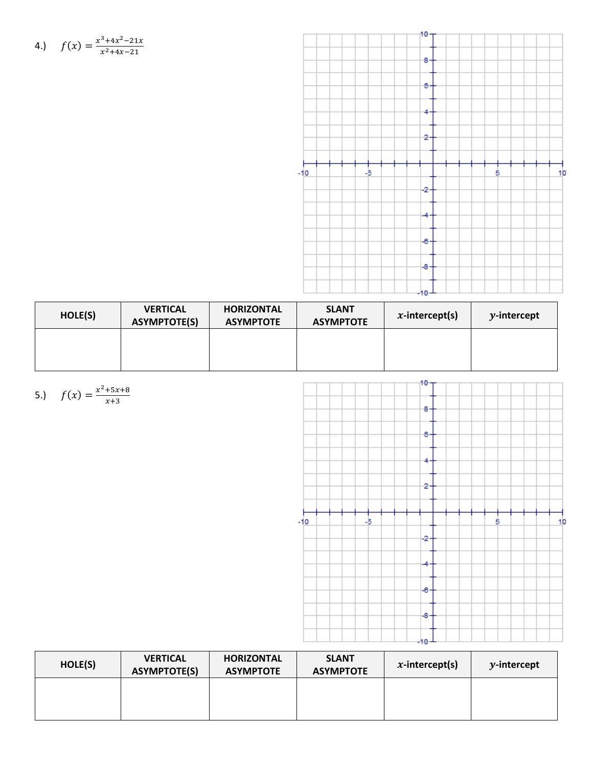4.) $f(x) = \frac{x^3+4x^2-21x}{x^2+4x-21}$

| HOLE(S) | VERTICAL ASYMPTOTE(S) | HORIZONTAL ASYMPTOTE | SLANT ASYMPTOTE | $x$-intercept(s) | $y$-intercept |
|---|---|---|---|---|---|
| | | | | | |

5.) $f(x) = \frac{x^2+5x+8}{x+3}$

| HOLE(S) | VERTICAL ASYMPTOTE(S) | HORIZONTAL ASYMPTOTE | SLANT ASYMPTOTE | $x$-intercept(s) | $y$-intercept |
|---|---|---|---|---|---|
| | | | | | |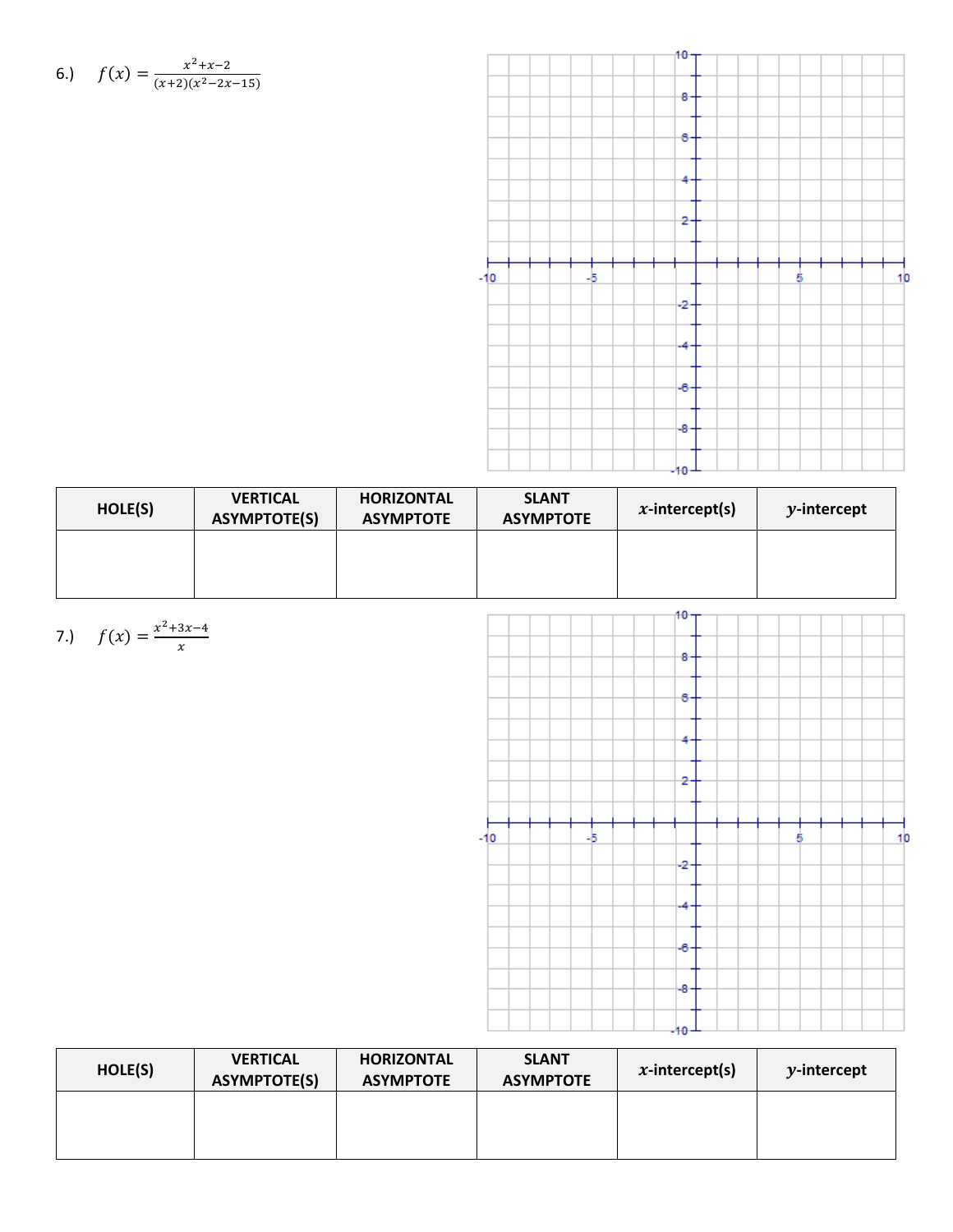6.) $f(x) = \frac{x^2+x-2}{(x+2)(x^2-2x-15)}$

10
8
6
4
2
-10
-5
5
10
-2
-4
-6
-8
-10

| HOLE(S) | VERTICAL ASYMPTOTE(S) | HORIZONTAL ASYMPTOTE | SLANT ASYMPTOTE | $x$-intercept(s) | $y$-intercept |
|---|---|---|---|---|---|
| | | | | | |

7.) $f(x) = \frac{x^2+3x-4}{x}$

10
8
6
4
2
-10
-5
5
10
-2
-4
-6
-8
-10

| HOLE(S) | VERTICAL ASYMPTOTE(S) | HORIZONTAL ASYMPTOTE | SLANT ASYMPTOTE | $x$-intercept(s) | $y$-intercept |
|---|---|---|---|---|---|
| | | | | | |